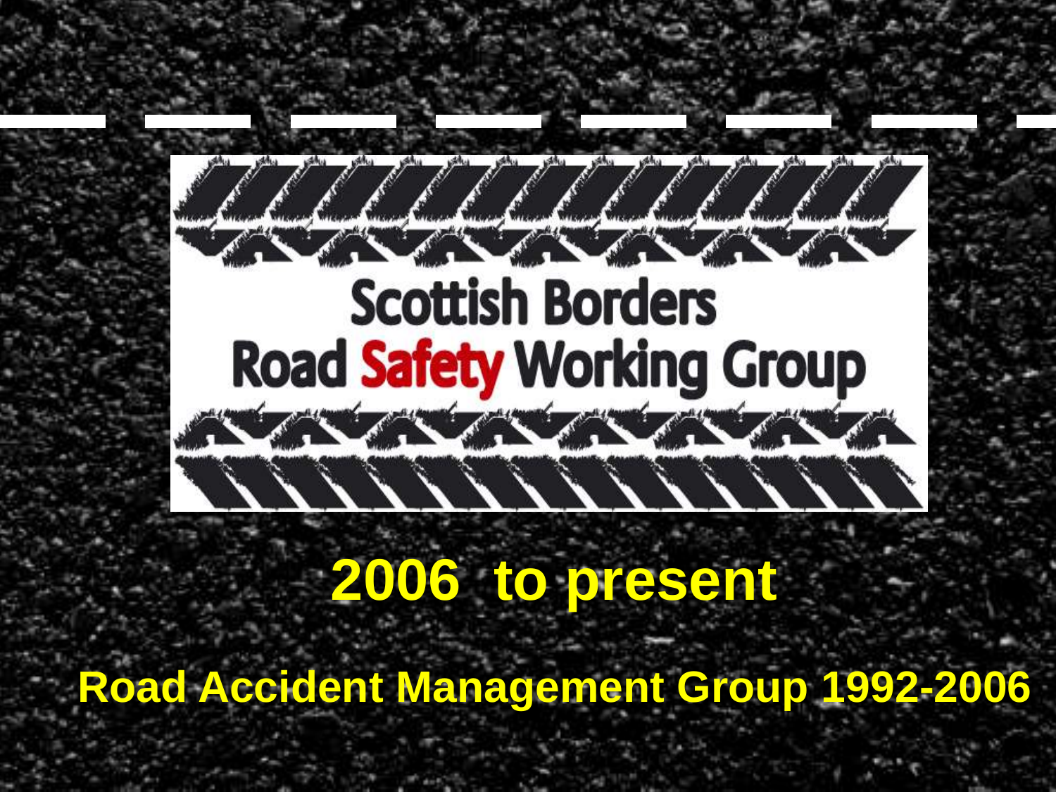# Scottish Borders Road Safety Working Group

## 2006 to present

**Road Accident Management Group 1992-2006**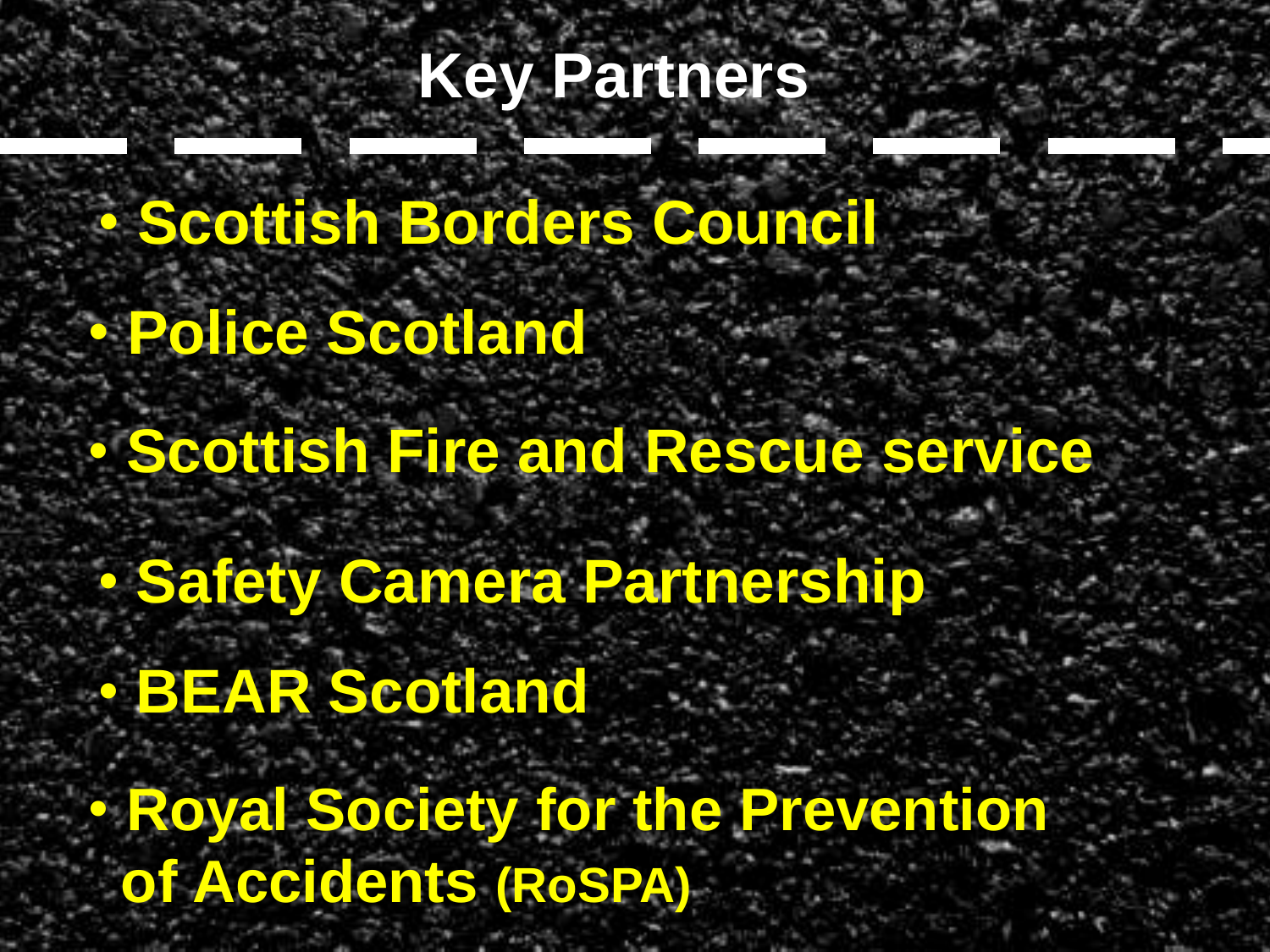# Key Partners

- Scottish Borders Council
- Police Scotland
- Scottish Fire and Rescue service
- Safety Camera Partnership
- BEAR Scotland
- Royal Society for the Prevention of Accidents (RoSPA)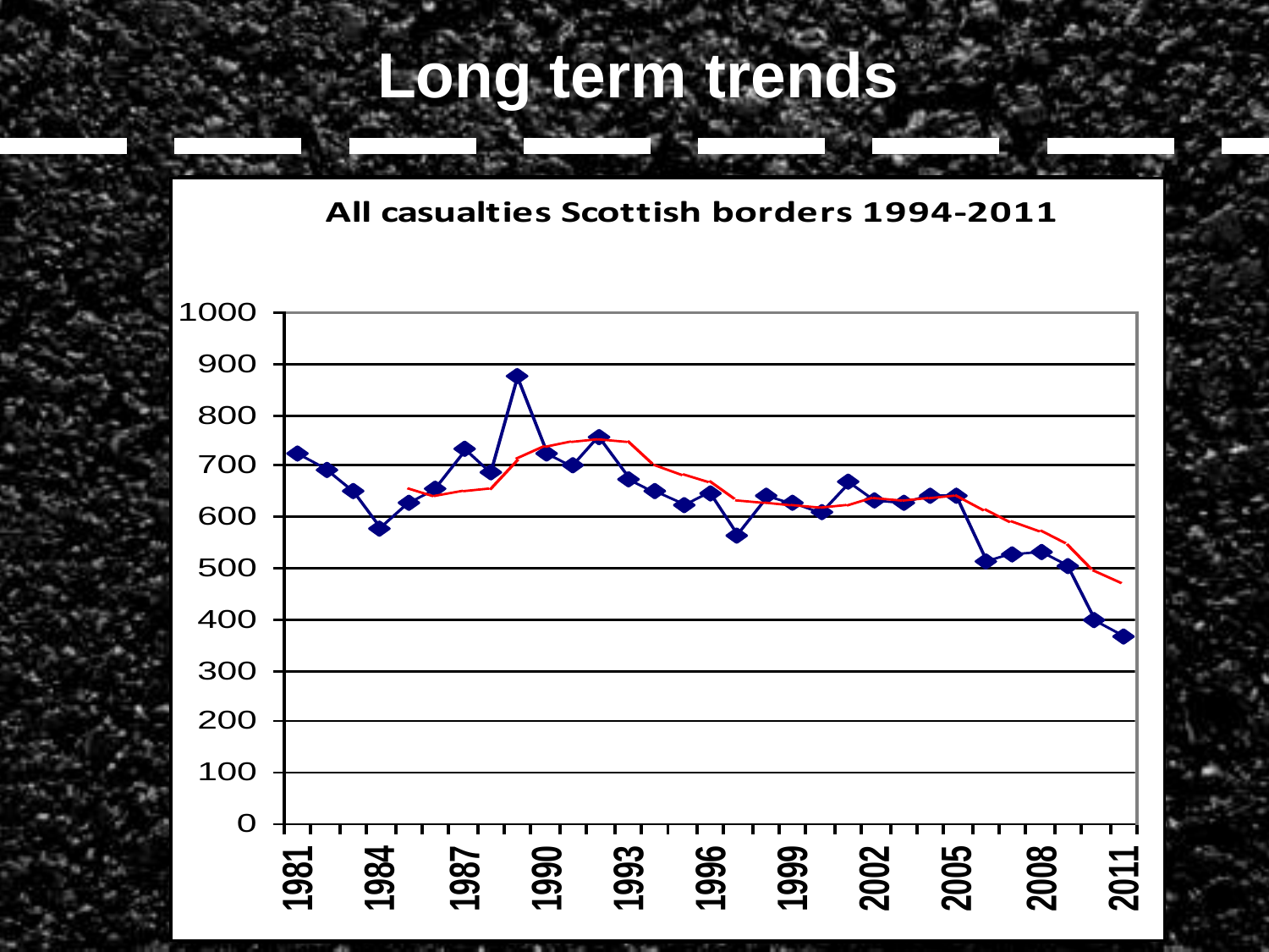# Long term trends

**All casualties Scottish borders 1994-2011**

1000
900
800
700
600
500
400
300
200
100
0

1981 1984 1987 1990 1993 1996 1999 2002 2005 2008 2011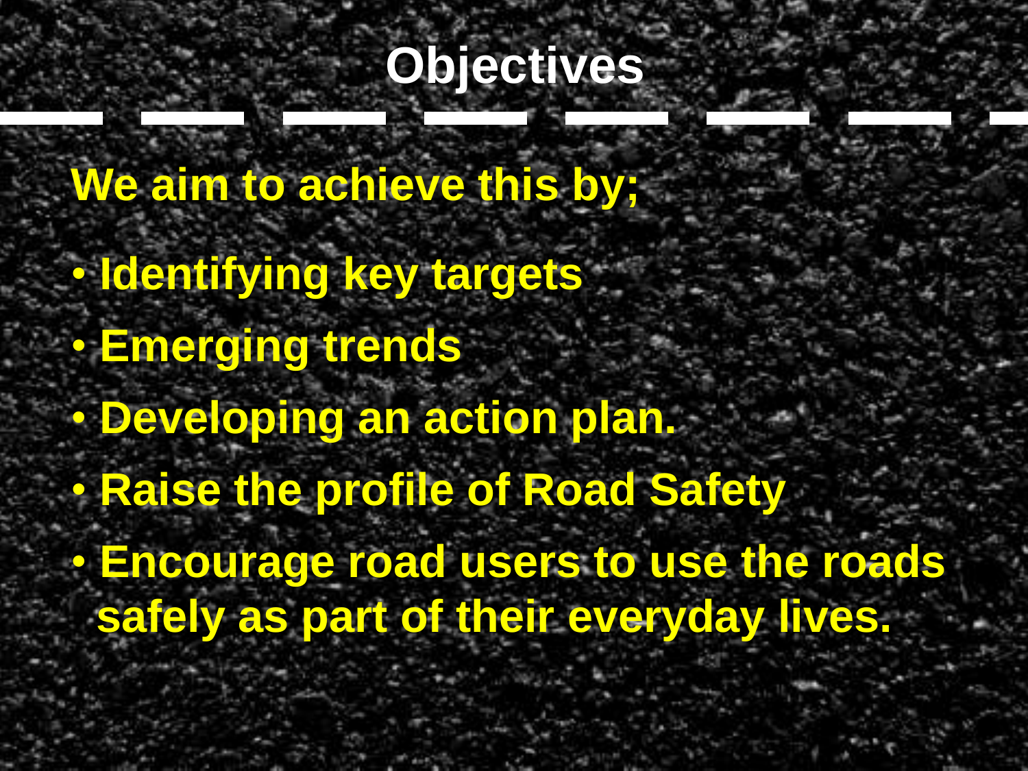# Objectives

**We aim to achieve this by;**

- **Identifying key targets**
- **Emerging trends**
- **Developing an action plan.**
- **Raise the profile of Road Safety**
- **Encourage road users to use the roads safely as part of their everyday lives.**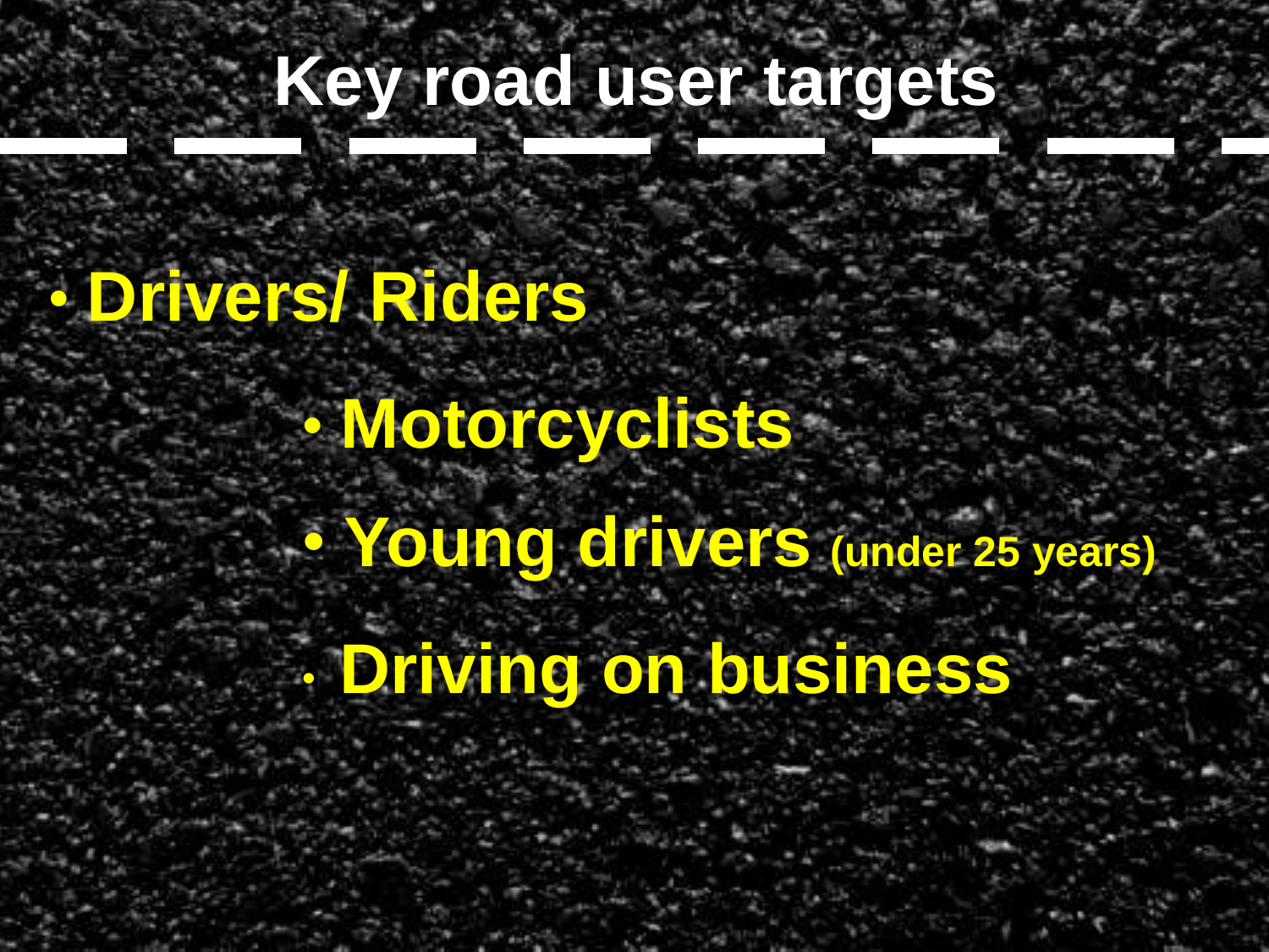# Key road user targets

- **Drivers/ Riders**
  - **Motorcyclists**
  - **Young drivers** (under 25 years)
  - **Driving on business**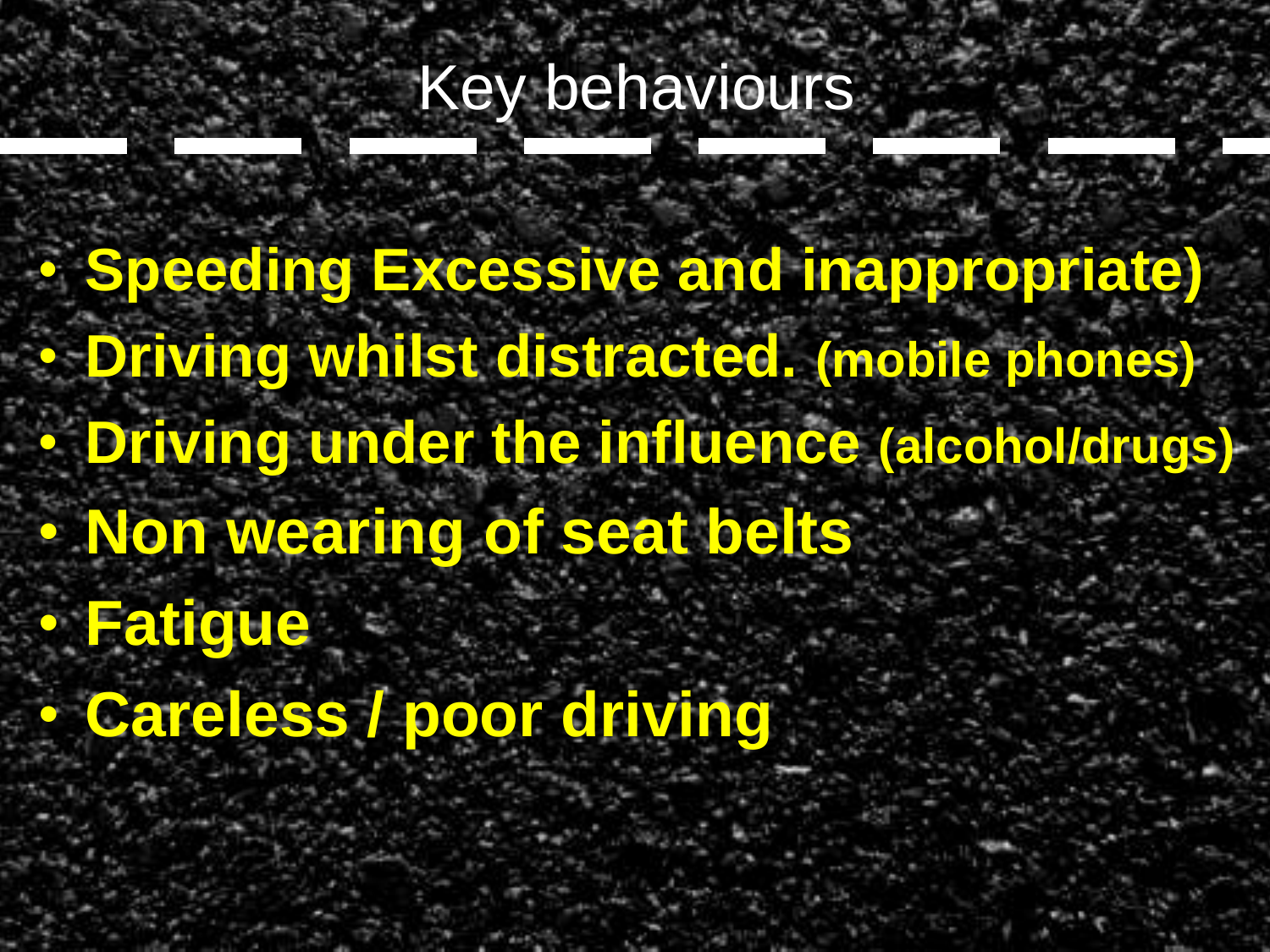# Key behaviours

- **Speeding Excessive and inappropriate)**
- **Driving whilst distracted. (mobile phones)**
- **Driving under the influence (alcohol/drugs)**
- **Non wearing of seat belts**
- **Fatigue**
- **Careless / poor driving**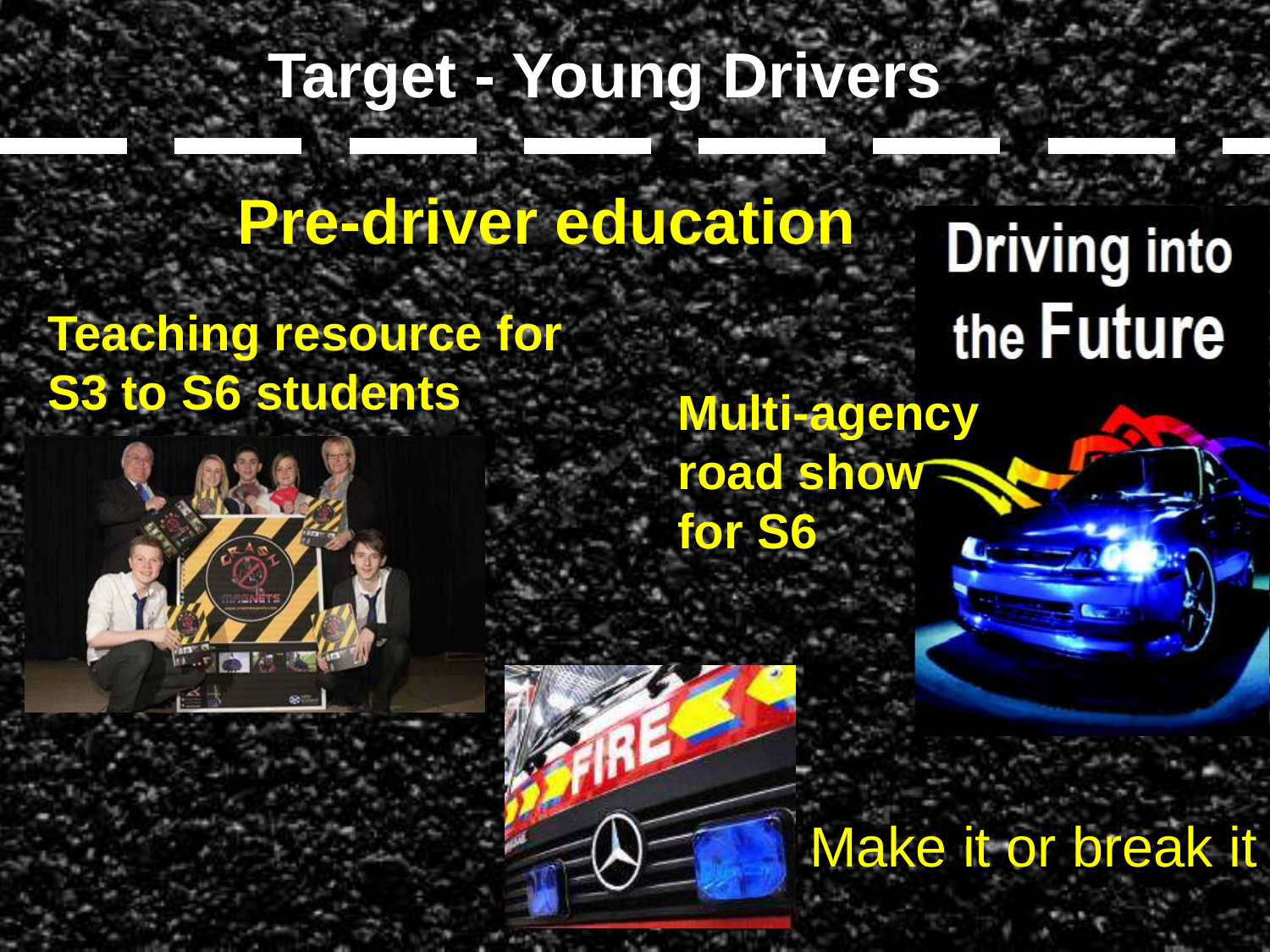# Target - Young Drivers

## Pre-driver education

**Teaching resource for S3 to S6 students**

**Multi-agency road show for S6**

Driving into the Future

Make it or break it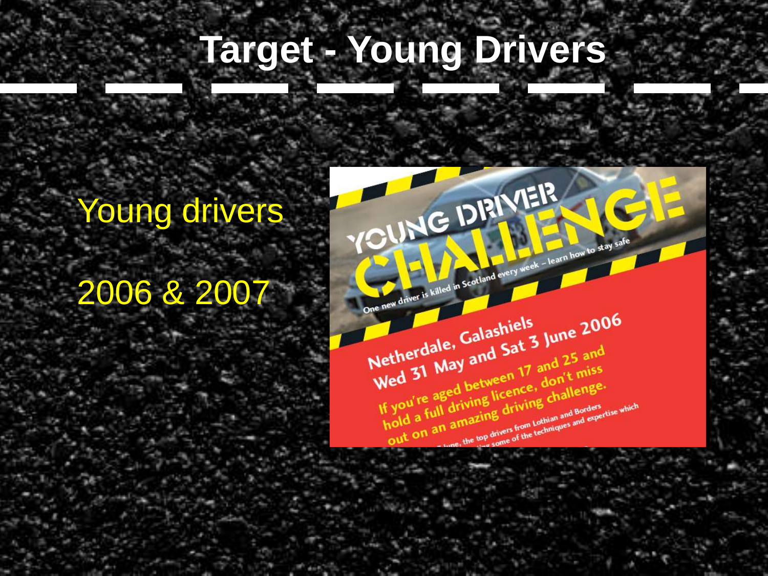# Target - Young Drivers

Young drivers

2006 & 2007

YOUNG DRIVER CHALLENGE

One new driver is killed in Scotland every week – learn how to stay safe

Netherdale, Galashiels
Wed 31 May and Sat 3 June 2006

If you're aged between 17 and 25 and hold a full driving licence, don't miss out on an amazing driving challenge.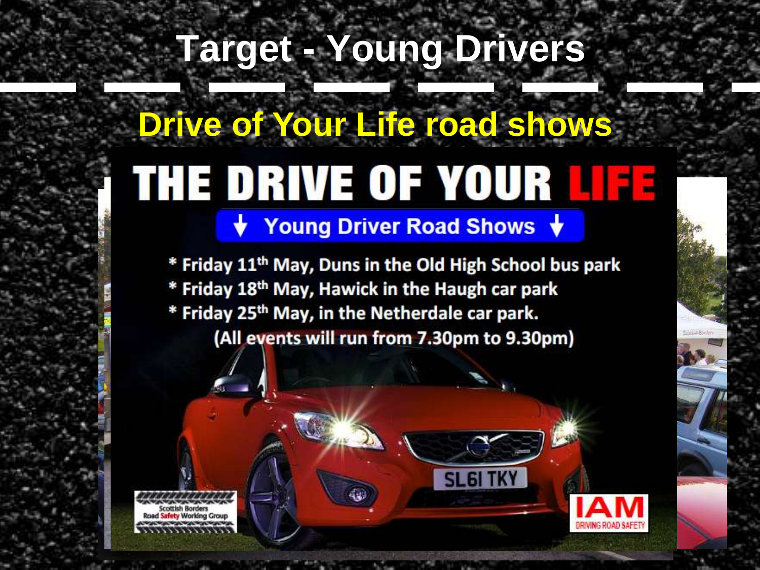# Target - Young Drivers

## Drive of Your Life road shows

# THE DRIVE OF YOUR LIFE

Young Driver Road Shows

* Friday 11th May, Duns in the Old High School bus park
* Friday 18th May, Hawick in the Haugh car park
* Friday 25th May, in the Netherdale car park.

(All events will run from 7.30pm to 9.30pm)

Scottish Borders Road Safety Working Group

IAM DRIVING ROAD SAFETY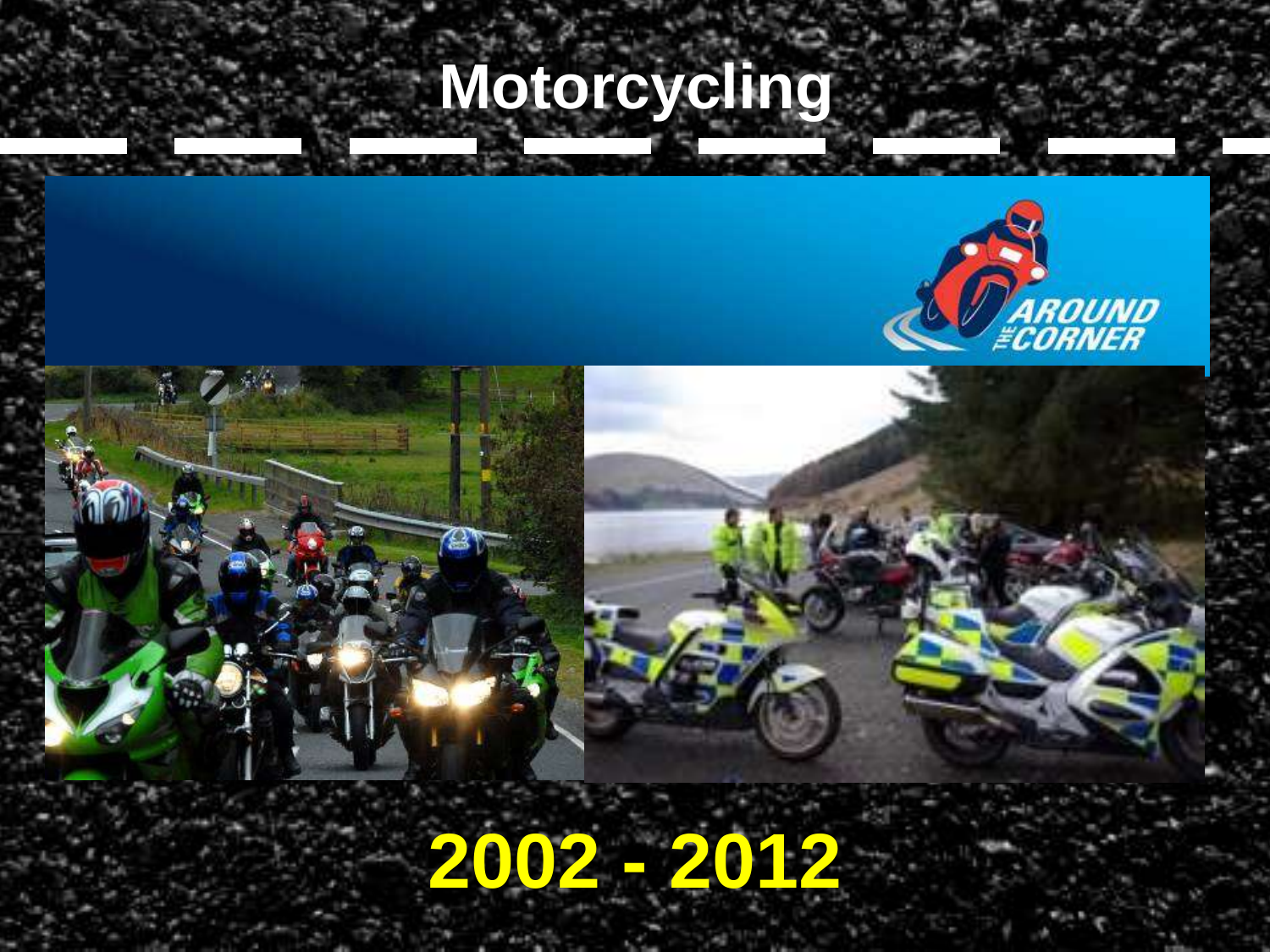# Motorcycling

**2002 - 2012**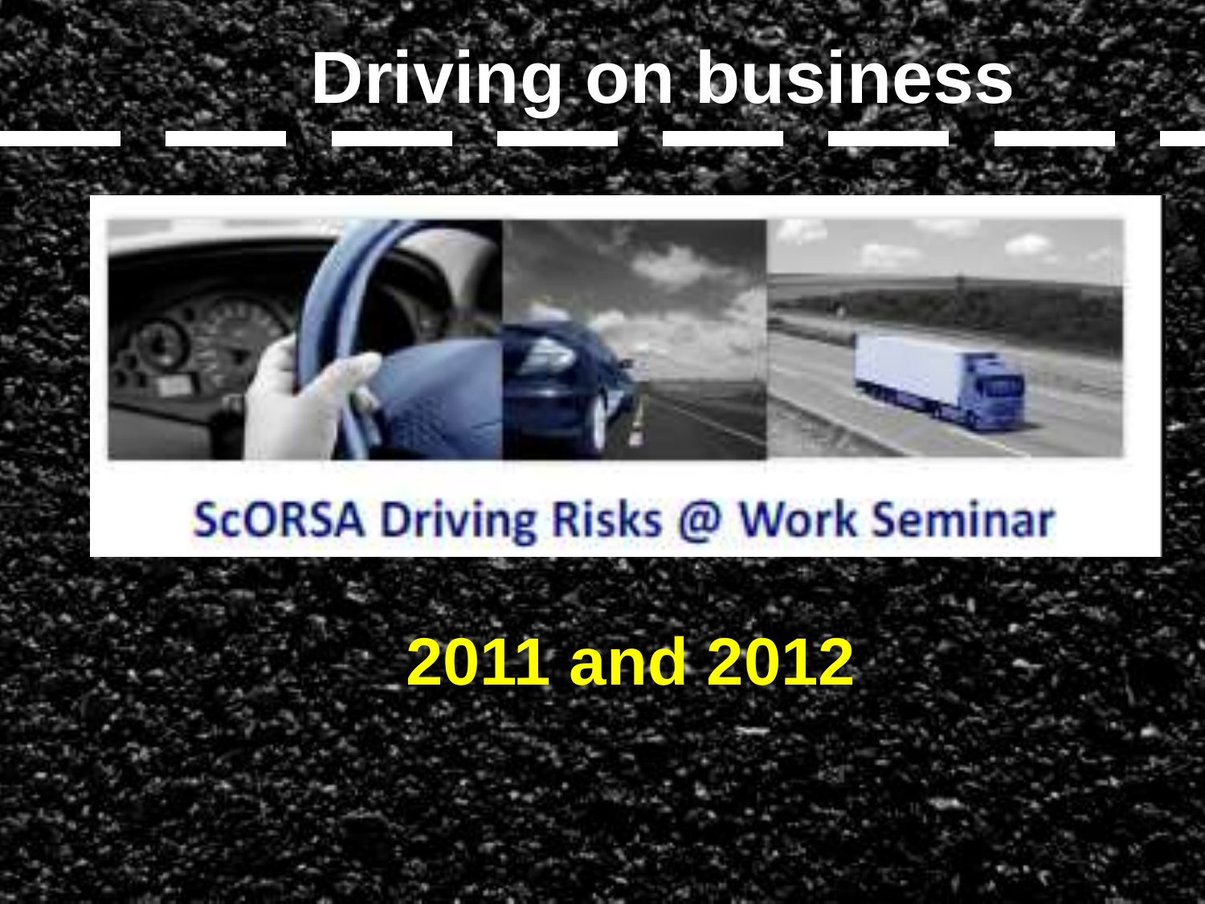# Driving on business

ScORSA Driving Risks @ Work Seminar

**2011 and 2012**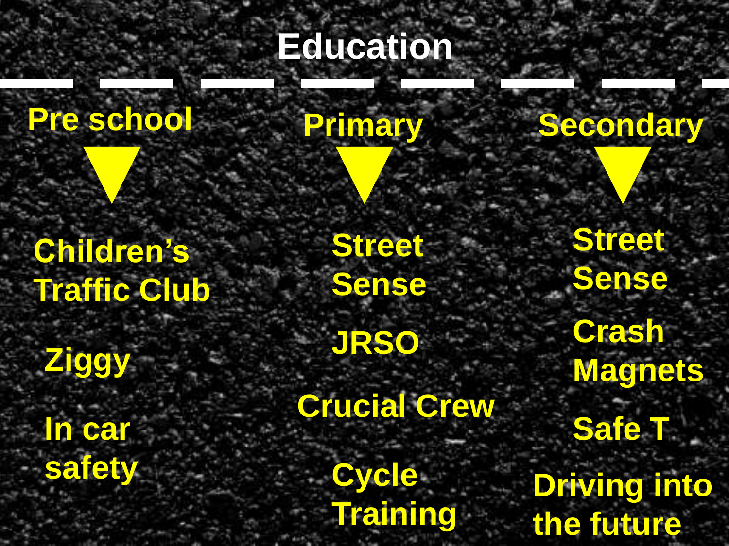# Education

| Pre school | Primary | Secondary |
| --- | --- | --- |
| Children's Traffic Club | Street Sense | Street Sense |
| Ziggy | JRSO | Crash Magnets |
| In car safety | Crucial Crew | Safe T |
| | Cycle Training | Driving into the future |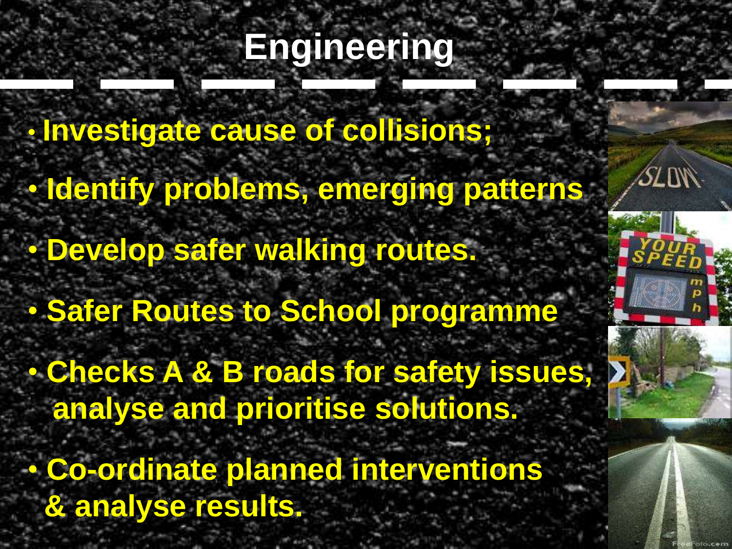# Engineering

- Investigate cause of collisions;
- Identify problems, emerging patterns
- Develop safer walking routes.
- Safer Routes to School programme
- Checks A & B roads for safety issues, analyse and prioritise solutions.
- Co-ordinate planned interventions & analyse results.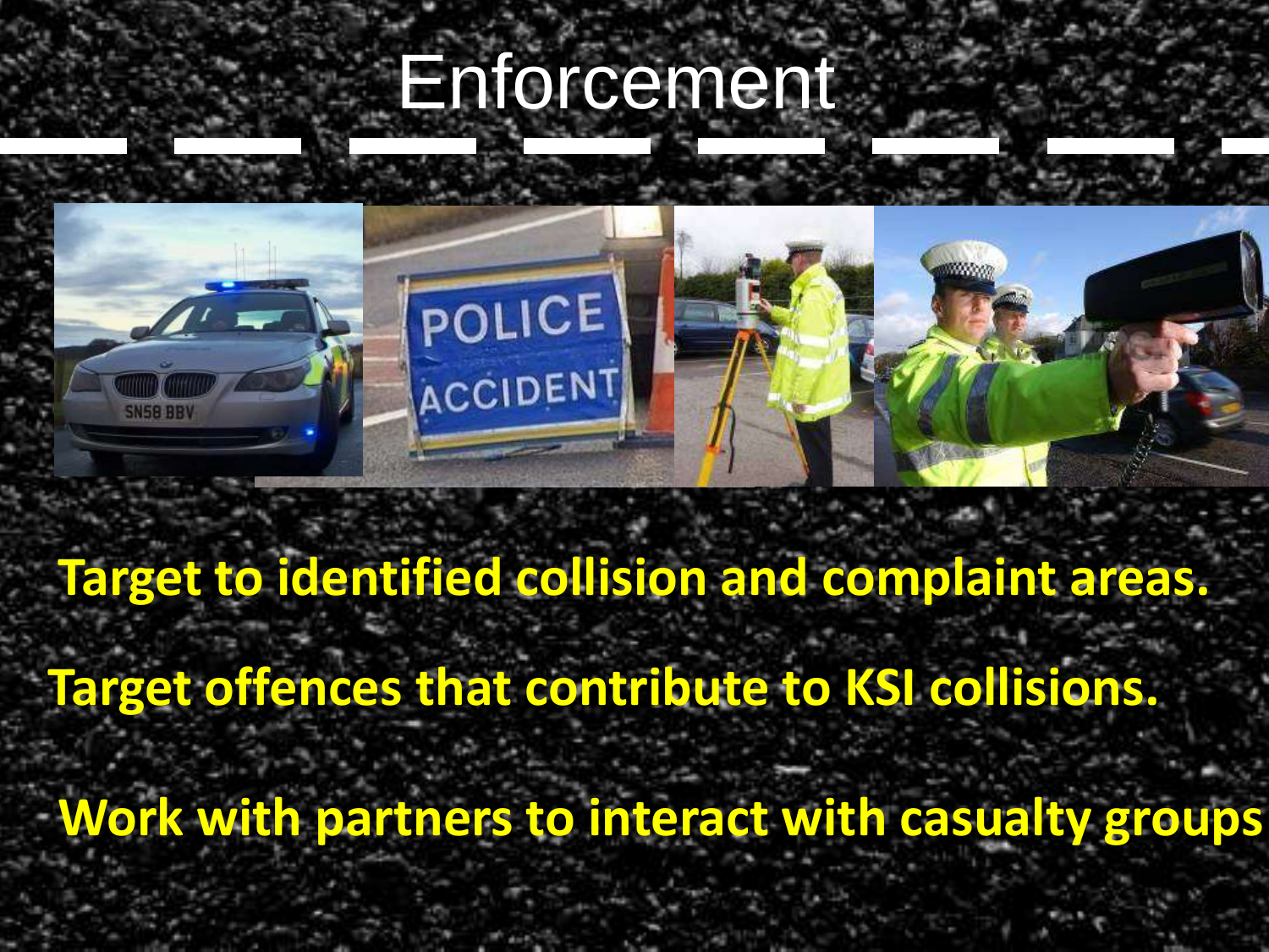# Enforcement

**Target to identified collision and complaint areas.**

**Target offences that contribute to KSI collisions.**

**Work with partners to interact with casualty groups**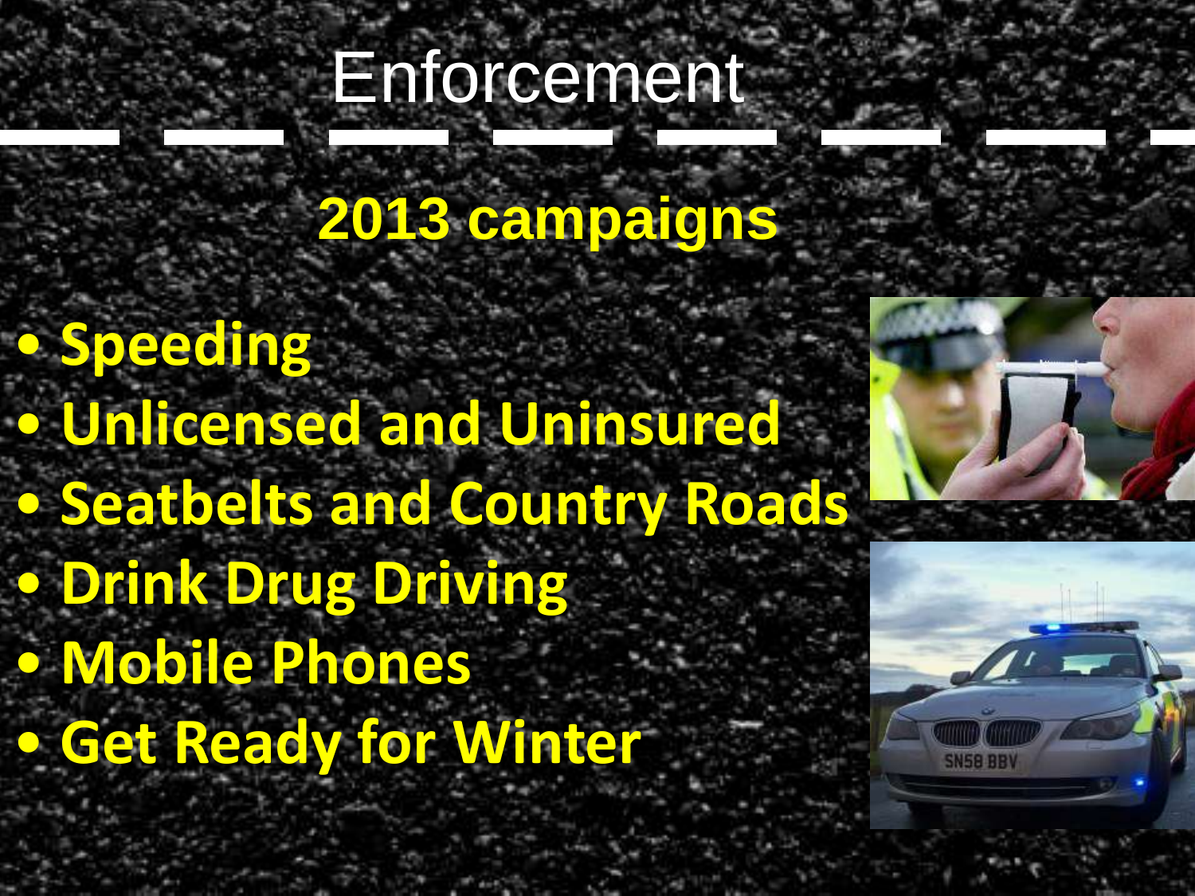# Enforcement

## 2013 campaigns

- **Speeding**
- **Unlicensed and Uninsured**
- **Seatbelts and Country Roads**
- **Drink Drug Driving**
- **Mobile Phones**
- **Get Ready for Winter**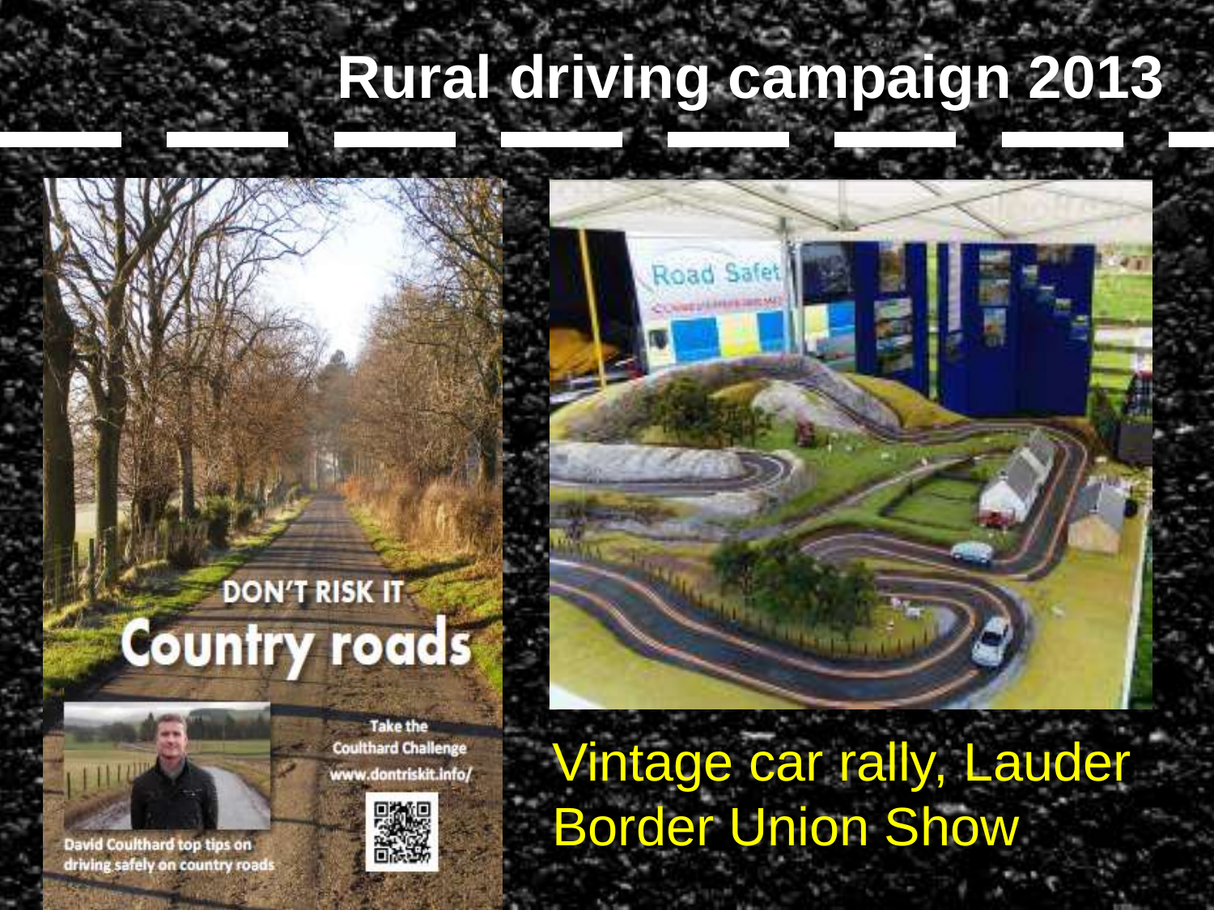# Rural driving campaign 2013

DON'T RISK IT

Country roads

Take the Coulthard Challenge www.dontriskit.info/

David Coulthard top tips on driving safely on country roads

Vintage car rally, Lauder
Border Union Show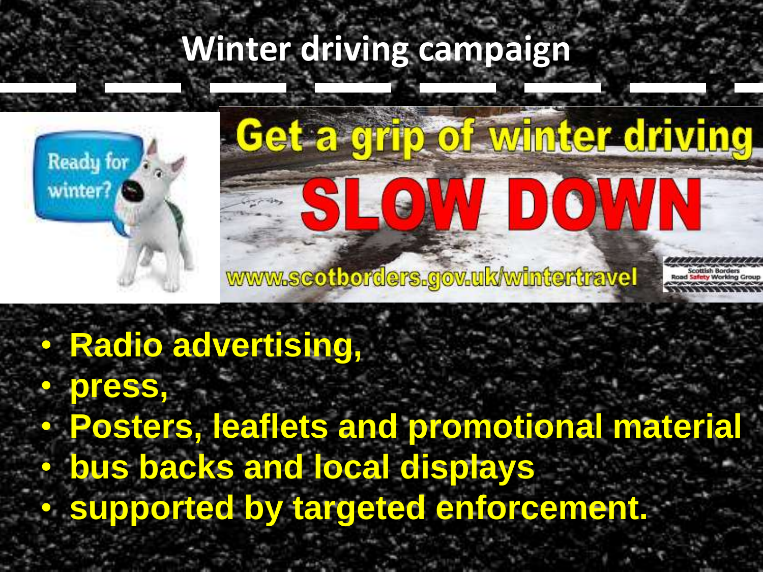# Winter driving campaign

Ready for winter?

Get a grip of winter driving

SLOW DOWN

www.scotborders.gov.uk/wintertravel

Scottish Borders Road Safety Working Group

- **Radio advertising,**
- **press,**
- **Posters, leaflets and promotional material**
- **bus backs and local displays**
- **supported by targeted enforcement.**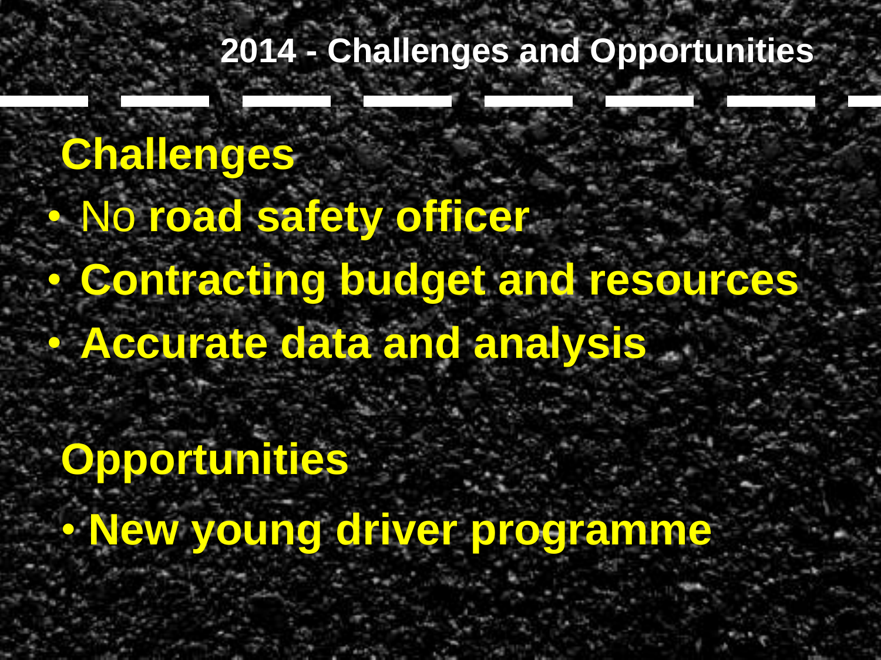# 2014 - Challenges and Opportunities

## Challenges

- No **road safety officer**
- **Contracting budget and resources**
- **Accurate data and analysis**

## Opportunities

- **New young driver programme**